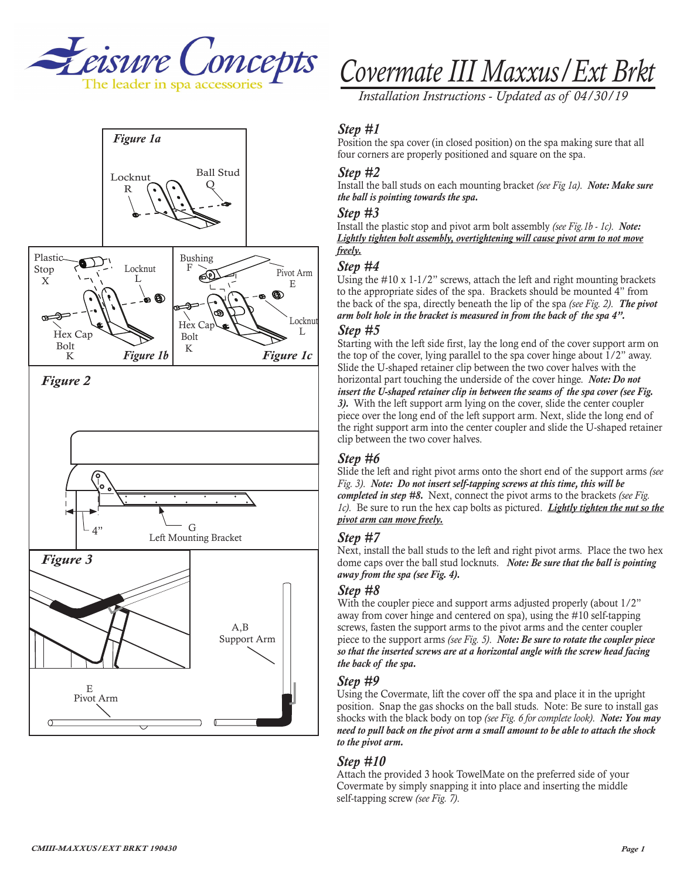# Covermate III Maxxus/Ext Brkt

*Installation Instructions - Updated as of 04/30/19*

Leisure Concepts
The leader in spa accessories

Figure 1a

Locknut R

Ball Stud Q

Plastic Stop X

Locknut L

Hex Cap Bolt K

Figure 1b

Bushing F

Pivot Arm E

Locknut L

Hex Cap Bolt K

Figure 1c

Figure 2

4"

G
Left Mounting Bracket

Figure 3

A,B
Support Arm

E
Pivot Arm

### Step #1

Position the spa cover (in closed position) on the spa making sure that all four corners are properly positioned and square on the spa.

### Step #2

Install the ball studs on each mounting bracket *(see Fig 1a)*. ***Note: Make sure the ball is pointing towards the spa.***

### Step #3

Install the plastic stop and pivot arm bolt assembly *(see Fig.1b - 1c)*. ***Note: Lightly tighten bolt assembly, overtightening will cause pivot arm to not move freely.***

### Step #4

Using the #10 x 1-1/2" screws, attach the left and right mounting brackets to the appropriate sides of the spa. Brackets should be mounted 4" from the back of the spa, directly beneath the lip of the spa *(see Fig. 2)*. ***The pivot arm bolt hole in the bracket is measured in from the back of the spa 4".***

### Step #5

Starting with the left side first, lay the long end of the cover support arm on the top of the cover, lying parallel to the spa cover hinge about 1/2" away. Slide the U-shaped retainer clip between the two cover halves with the horizontal part touching the underside of the cover hinge. ***Note: Do not insert the U-shaped retainer clip in between the seams of the spa cover (see Fig. 3).*** With the left support arm lying on the cover, slide the center coupler piece over the long end of the left support arm. Next, slide the long end of the right support arm into the center coupler and slide the U-shaped retainer clip between the two cover halves.

### Step #6

Slide the left and right pivot arms onto the short end of the support arms *(see Fig. 3)*. ***Note: Do not insert self-tapping screws at this time, this will be completed in step #8.*** Next, connect the pivot arms to the brackets *(see Fig. 1c)*. Be sure to run the hex cap bolts as pictured. ***Lightly tighten the nut so the pivot arm can move freely.***

### Step #7

Next, install the ball studs to the left and right pivot arms. Place the two hex dome caps over the ball stud locknuts. ***Note: Be sure that the ball is pointing away from the spa (see Fig. 4).***

### Step #8

With the coupler piece and support arms adjusted properly (about 1/2" away from cover hinge and centered on spa), using the #10 self-tapping screws, fasten the support arms to the pivot arms and the center coupler piece to the support arms *(see Fig. 5)*. ***Note: Be sure to rotate the coupler piece so that the inserted screws are at a horizontal angle with the screw head facing the back of the spa.***

### Step #9

Using the Covermate, lift the cover off the spa and place it in the upright position. Snap the gas shocks on the ball studs. Note: Be sure to install gas shocks with the black body on top *(see Fig. 6 for complete look)*. ***Note: You may need to pull back on the pivot arm a small amount to be able to attach the shock to the pivot arm.***

### Step #10

Attach the provided 3 hook TowelMate on the preferred side of your Covermate by simply snapping it into place and inserting the middle self-tapping screw *(see Fig. 7)*.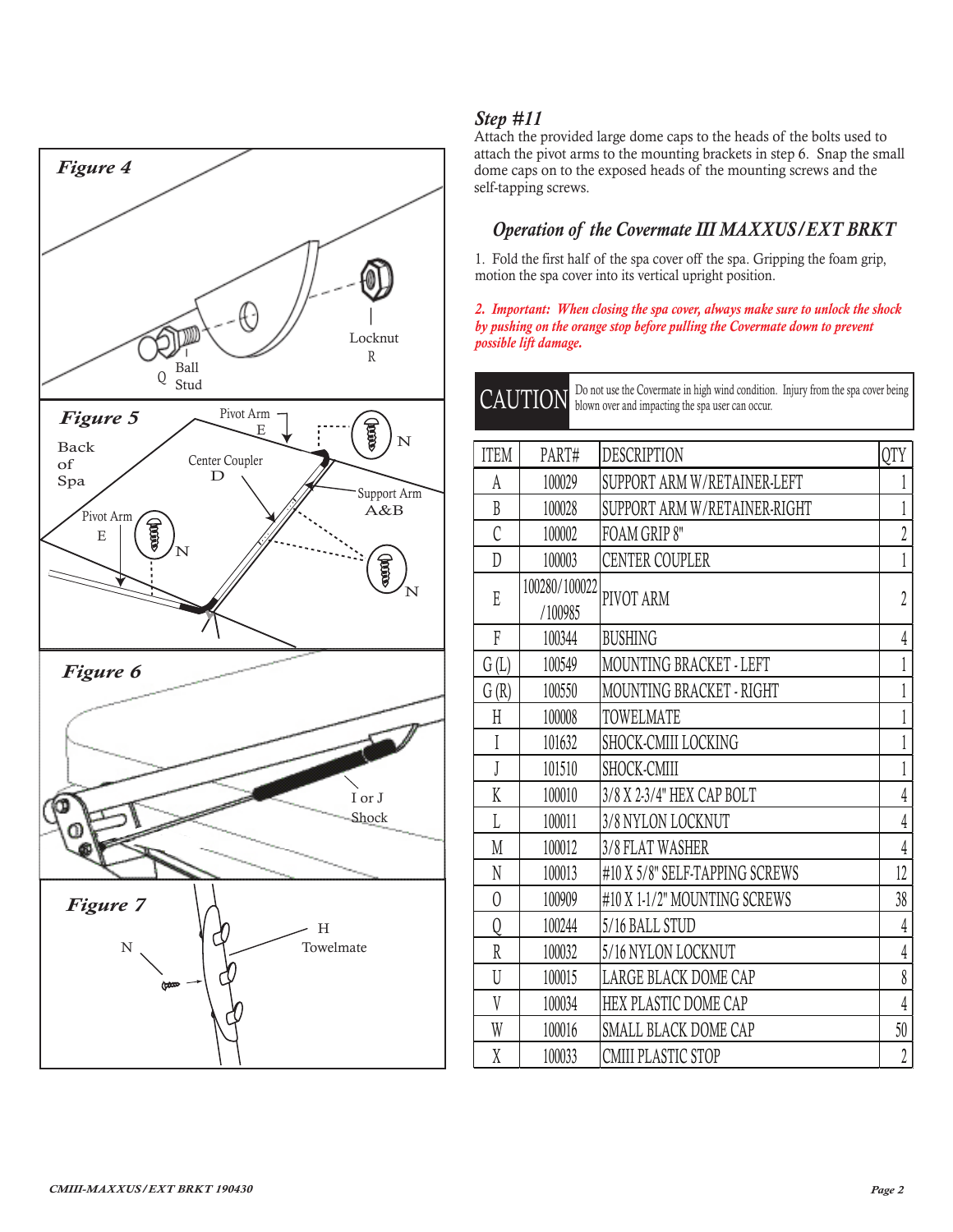*Figure 4*

Locknut
R

Q Ball Stud

*Figure 5*

Back of Spa

Pivot Arm
E

Center Coupler
D

N

Support Arm
A&B

Pivot Arm
E

N

N

*Figure 6*

I or J
Shock

*Figure 7*

N

H
Towelmate

## *Step #11*

Attach the provided large dome caps to the heads of the bolts used to attach the pivot arms to the mounting brackets in step 6. Snap the small dome caps on to the exposed heads of the mounting screws and the self-tapping screws.

### *Operation of the Covermate III MAXXUS/EXT BRKT*

1. Fold the first half of the spa cover off the spa. Gripping the foam grip, motion the spa cover into its vertical upright position.

*2. Important: When closing the spa cover, always make sure to unlock the shock by pushing on the orange stop before pulling the Covermate down to prevent possible lift damage.*

**CAUTION** Do not use the Covermate in high wind condition. Injury from the spa cover being blown over and impacting the spa user can occur.

| ITEM | PART# | DESCRIPTION | QTY |
|---|---|---|---|
| A | 100029 | SUPPORT ARM W/RETAINER-LEFT | 1 |
| B | 100028 | SUPPORT ARM W/RETAINER-RIGHT | 1 |
| C | 100002 | FOAM GRIP 8" | 2 |
| D | 100003 | CENTER COUPLER | 1 |
| E | 100280/100022 /100985 | PIVOT ARM | 2 |
| F | 100344 | BUSHING | 4 |
| G (L) | 100549 | MOUNTING BRACKET - LEFT | 1 |
| G (R) | 100550 | MOUNTING BRACKET - RIGHT | 1 |
| H | 100008 | TOWELMATE | 1 |
| I | 101632 | SHOCK-CMIII LOCKING | 1 |
| J | 101510 | SHOCK-CMIII | 1 |
| K | 100010 | 3/8 X 2-3/4" HEX CAP BOLT | 4 |
| L | 100011 | 3/8 NYLON LOCKNUT | 4 |
| M | 100012 | 3/8 FLAT WASHER | 4 |
| N | 100013 | #10 X 5/8" SELF-TAPPING SCREWS | 12 |
| O | 100909 | #10 X 1-1/2" MOUNTING SCREWS | 38 |
| Q | 100244 | 5/16 BALL STUD | 4 |
| R | 100032 | 5/16 NYLON LOCKNUT | 4 |
| U | 100015 | LARGE BLACK DOME CAP | 8 |
| V | 100034 | HEX PLASTIC DOME CAP | 4 |
| W | 100016 | SMALL BLACK DOME CAP | 50 |
| X | 100033 | CMIII PLASTIC STOP | 2 |